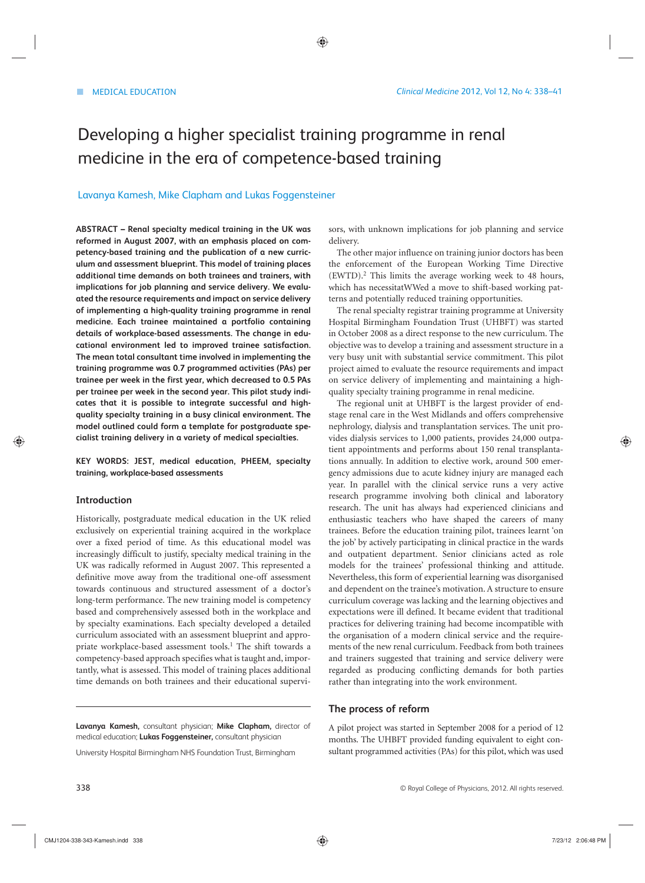MEDICAL EDUCATION

# Developing a higher specialist training programme in renal medicine in the era of competence-based training

Lavanya Kamesh, Mike Clapham and Lukas Foggensteiner

**ABSTRACT – Renal specialty medical training in the UK was reformed in August 2007, with an emphasis placed on competency-based training and the publication of a new curriculum and assessment blueprint. This model of training places additional time demands on both trainees and trainers, with implications for job planning and service delivery. We evaluated the resource requirements and impact on service delivery of implementing a high-quality training programme in renal medicine. Each trainee maintained a portfolio containing details of workplace-based assessments. The change in educational environment led to improved trainee satisfaction. The mean total consultant time involved in implementing the training programme was 0.7 programmed activities (PAs) per trainee per week in the first year, which decreased to 0.5 PAs per trainee per week in the second year. This pilot study indicates that it is possible to integrate successful and high-quality specialty training in a busy clinical environment. The model outlined could form a template for postgraduate specialist training delivery in a variety of medical specialties.**

**KEY WORDS: JEST, medical education, PHEEM, specialty training, workplace-based assessments**

## Introduction

Historically, postgraduate medical education in the UK relied exclusively on experiential training acquired in the workplace over a fixed period of time. As this educational model was increasingly difficult to justify, specialty medical training in the UK was radically reformed in August 2007. This represented a definitive move away from the traditional one-off assessment towards continuous and structured assessment of a doctor's long-term performance. The new training model is competency based and comprehensively assessed both in the workplace and by specialty examinations. Each specialty developed a detailed curriculum associated with an assessment blueprint and appropriate workplace-based assessment tools.[1] The shift towards a competency-based approach specifies what is taught and, importantly, what is assessed. This model of training places additional time demands on both trainees and their educational supervisors, with unknown implications for job planning and service delivery.

The other major influence on training junior doctors has been the enforcement of the European Working Time Directive (EWTD).[2] This limits the average working week to 48 hours, which has necessitatWWed a move to shift-based working patterns and potentially reduced training opportunities.

The renal specialty registrar training programme at University Hospital Birmingham Foundation Trust (UHBFT) was started in October 2008 as a direct response to the new curriculum. The objective was to develop a training and assessment structure in a very busy unit with substantial service commitment. This pilot project aimed to evaluate the resource requirements and impact on service delivery of implementing and maintaining a high-quality specialty training programme in renal medicine.

The regional unit at UHBFT is the largest provider of end-stage renal care in the West Midlands and offers comprehensive nephrology, dialysis and transplantation services. The unit provides dialysis services to 1,000 patients, provides 24,000 outpatient appointments and performs about 150 renal transplantations annually. In addition to elective work, around 500 emergency admissions due to acute kidney injury are managed each year. In parallel with the clinical service runs a very active research programme involving both clinical and laboratory research. The unit has always had experienced clinicians and enthusiastic teachers who have shaped the careers of many trainees. Before the education training pilot, trainees learnt 'on the job' by actively participating in clinical practice in the wards and outpatient department. Senior clinicians acted as role models for the trainees' professional thinking and attitude. Nevertheless, this form of experiential learning was disorganised and dependent on the trainee's motivation. A structure to ensure curriculum coverage was lacking and the learning objectives and expectations were ill defined. It became evident that traditional practices for delivering training had become incompatible with the organisation of a modern clinical service and the requirements of the new renal curriculum. Feedback from both trainees and trainers suggested that training and service delivery were regarded as producing conflicting demands for both parties rather than integrating into the work environment.

## The process of reform

A pilot project was started in September 2008 for a period of 12 months. The UHBFT provided funding equivalent to eight consultant programmed activities (PAs) for this pilot, which was used

---

**Lavanya Kamesh,** consultant physician; **Mike Clapham,** director of medical education; **Lukas Foggensteiner,** consultant physician

University Hospital Birmingham NHS Foundation Trust, Birmingham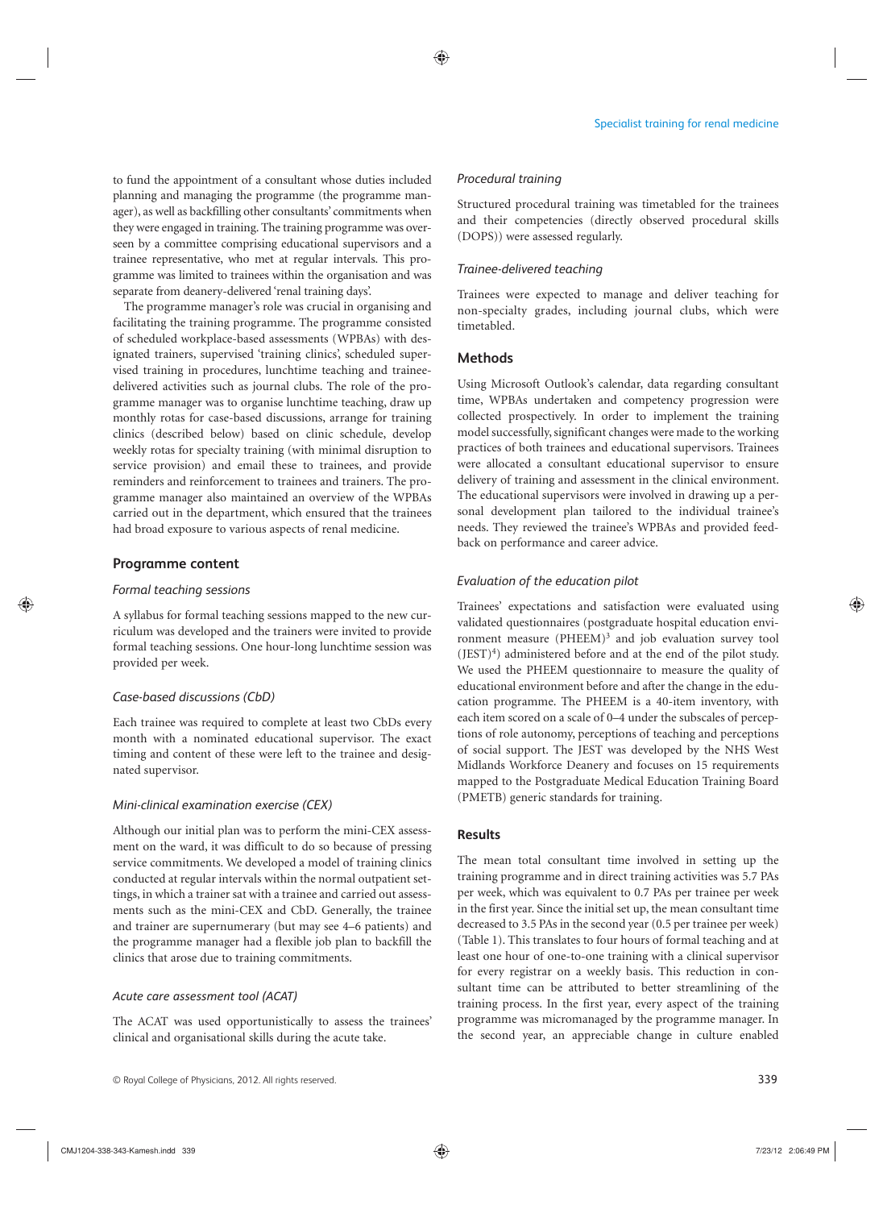to fund the appointment of a consultant whose duties included planning and managing the programme (the programme manager), as well as backfilling other consultants' commitments when they were engaged in training. The training programme was overseen by a committee comprising educational supervisors and a trainee representative, who met at regular intervals. This programme was limited to trainees within the organisation and was separate from deanery-delivered 'renal training days'.

The programme manager's role was crucial in organising and facilitating the training programme. The programme consisted of scheduled workplace-based assessments (WPBAs) with designated trainers, supervised 'training clinics', scheduled supervised training in procedures, lunchtime teaching and trainee-delivered activities such as journal clubs. The role of the programme manager was to organise lunchtime teaching, draw up monthly rotas for case-based discussions, arrange for training clinics (described below) based on clinic schedule, develop weekly rotas for specialty training (with minimal disruption to service provision) and email these to trainees, and provide reminders and reinforcement to trainees and trainers. The programme manager also maintained an overview of the WPBAs carried out in the department, which ensured that the trainees had broad exposure to various aspects of renal medicine.

## Programme content

### *Formal teaching sessions*

A syllabus for formal teaching sessions mapped to the new curriculum was developed and the trainers were invited to provide formal teaching sessions. One hour-long lunchtime session was provided per week.

### *Case-based discussions (CbD)*

Each trainee was required to complete at least two CbDs every month with a nominated educational supervisor. The exact timing and content of these were left to the trainee and designated supervisor.

### *Mini-clinical examination exercise (CEX)*

Although our initial plan was to perform the mini-CEX assessment on the ward, it was difficult to do so because of pressing service commitments. We developed a model of training clinics conducted at regular intervals within the normal outpatient settings, in which a trainer sat with a trainee and carried out assessments such as the mini-CEX and CbD. Generally, the trainee and trainer are supernumerary (but may see 4–6 patients) and the programme manager had a flexible job plan to backfill the clinics that arose due to training commitments.

### *Acute care assessment tool (ACAT)*

The ACAT was used opportunistically to assess the trainees' clinical and organisational skills during the acute take.

### *Procedural training*

Structured procedural training was timetabled for the trainees and their competencies (directly observed procedural skills (DOPS)) were assessed regularly.

### *Trainee-delivered teaching*

Trainees were expected to manage and deliver teaching for non-specialty grades, including journal clubs, which were timetabled.

## Methods

Using Microsoft Outlook's calendar, data regarding consultant time, WPBAs undertaken and competency progression were collected prospectively. In order to implement the training model successfully, significant changes were made to the working practices of both trainees and educational supervisors. Trainees were allocated a consultant educational supervisor to ensure delivery of training and assessment in the clinical environment. The educational supervisors were involved in drawing up a personal development plan tailored to the individual trainee's needs. They reviewed the trainee's WPBAs and provided feedback on performance and career advice.

### *Evaluation of the education pilot*

Trainees' expectations and satisfaction were evaluated using validated questionnaires (postgraduate hospital education environment measure (PHEEM)[3] and job evaluation survey tool (JEST)[4]) administered before and at the end of the pilot study. We used the PHEEM questionnaire to measure the quality of educational environment before and after the change in the education programme. The PHEEM is a 40-item inventory, with each item scored on a scale of 0–4 under the subscales of perceptions of role autonomy, perceptions of teaching and perceptions of social support. The JEST was developed by the NHS West Midlands Workforce Deanery and focuses on 15 requirements mapped to the Postgraduate Medical Education Training Board (PMETB) generic standards for training.

## Results

The mean total consultant time involved in setting up the training programme and in direct training activities was 5.7 PAs per week, which was equivalent to 0.7 PAs per trainee per week in the first year. Since the initial set up, the mean consultant time decreased to 3.5 PAs in the second year (0.5 per trainee per week) (Table 1). This translates to four hours of formal teaching and at least one hour of one-to-one training with a clinical supervisor for every registrar on a weekly basis. This reduction in consultant time can be attributed to better streamlining of the training process. In the first year, every aspect of the training programme was micromanaged by the programme manager. In the second year, an appreciable change in culture enabled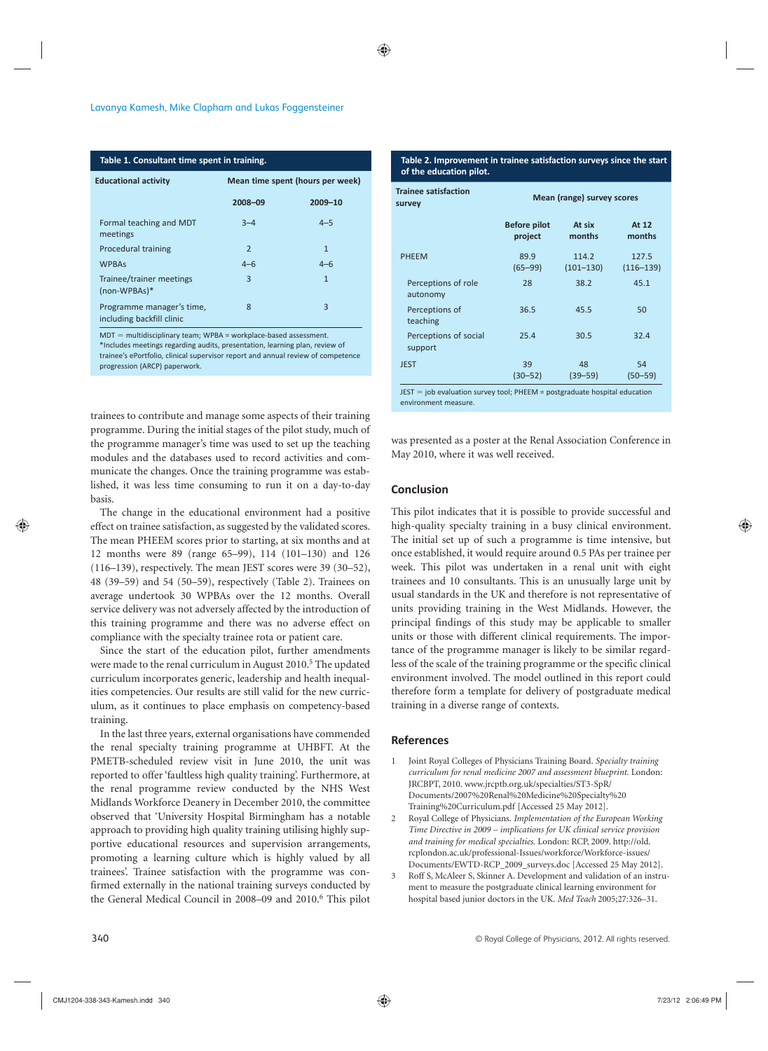**Table 1. Consultant time spent in training.**

| Educational activity | Mean time spent (hours per week) | |
|---|---|---|
| | 2008–09 | 2009–10 |
| Formal teaching and MDT meetings | 3–4 | 4–5 |
| Procedural training | 2 | 1 |
| WPBAs | 4–6 | 4–6 |
| Trainee/trainer meetings (non-WPBAs)* | 3 | 1 |
| Programme manager's time, including backfill clinic | 8 | 3 |

MDT = multidisciplinary team; WPBA = workplace-based assessment.
*Includes meetings regarding audits, presentation, learning plan, review of trainee's ePortfolio, clinical supervisor report and annual review of competence progression (ARCP) paperwork.

**Table 2. Improvement in trainee satisfaction surveys since the start of the education pilot.**

| Trainee satisfaction survey | Mean (range) survey scores | | |
|---|---|---|---|
| | Before pilot project | At six months | At 12 months |
| PHEEM | 89.9 (65–99) | 114.2 (101–130) | 127.5 (116–139) |
| Perceptions of role autonomy | 28 | 38.2 | 45.1 |
| Perceptions of teaching | 36.5 | 45.5 | 50 |
| Perceptions of social support | 25.4 | 30.5 | 32.4 |
| JEST | 39 (30–52) | 48 (39–59) | 54 (50–59) |

JEST = job evaluation survey tool; PHEEM = postgraduate hospital education environment measure.

trainees to contribute and manage some aspects of their training programme. During the initial stages of the pilot study, much of the programme manager's time was used to set up the teaching modules and the databases used to record activities and communicate the changes. Once the training programme was established, it was less time consuming to run it on a day-to-day basis.

The change in the educational environment had a positive effect on trainee satisfaction, as suggested by the validated scores. The mean PHEEM scores prior to starting, at six months and at 12 months were 89 (range 65–99), 114 (101–130) and 126 (116–139), respectively. The mean JEST scores were 39 (30–52), 48 (39–59) and 54 (50–59), respectively (Table 2). Trainees on average undertook 30 WPBAs over the 12 months. Overall service delivery was not adversely affected by the introduction of this training programme and there was no adverse effect on compliance with the specialty trainee rota or patient care.

Since the start of the education pilot, further amendments were made to the renal curriculum in August 2010.[5] The updated curriculum incorporates generic, leadership and health inequalities competencies. Our results are still valid for the new curriculum, as it continues to place emphasis on competency-based training.

In the last three years, external organisations have commended the renal specialty training programme at UHBFT. At the PMETB-scheduled review visit in June 2010, the unit was reported to offer 'faultless high quality training'. Furthermore, at the renal programme review conducted by the NHS West Midlands Workforce Deanery in December 2010, the committee observed that 'University Hospital Birmingham has a notable approach to providing high quality training utilising highly supportive educational resources and supervision arrangements, promoting a learning culture which is highly valued by all trainees'. Trainee satisfaction with the programme was confirmed externally in the national training surveys conducted by the General Medical Council in 2008–09 and 2010.[6] This pilot was presented as a poster at the Renal Association Conference in May 2010, where it was well received.

## Conclusion

This pilot indicates that it is possible to provide successful and high-quality specialty training in a busy clinical environment. The initial set up of such a programme is time intensive, but once established, it would require around 0.5 PAs per trainee per week. This pilot was undertaken in a renal unit with eight trainees and 10 consultants. This is an unusually large unit by usual standards in the UK and therefore is not representative of units providing training in the West Midlands. However, the principal findings of this study may be applicable to smaller units or those with different clinical requirements. The importance of the programme manager is likely to be similar regardless of the scale of the training programme or the specific clinical environment involved. The model outlined in this report could therefore form a template for delivery of postgraduate medical training in a diverse range of contexts.

## References

1. Joint Royal Colleges of Physicians Training Board. *Specialty training curriculum for renal medicine 2007 and assessment blueprint.* London: JRCBPT, 2010. www.jrcptb.org.uk/specialties/ST3-SpR/Documents/2007%20Renal%20Medicine%20Specialty%20Training%20Curriculum.pdf [Accessed 25 May 2012].
2. Royal College of Physicians. *Implementation of the European Working Time Directive in 2009 – implications for UK clinical service provision and training for medical specialties.* London: RCP, 2009. http://old.rcplondon.ac.uk/professional-Issues/workforce/Workforce-issues/Documents/EWTD-RCP_2009_surveys.doc [Accessed 25 May 2012].
3. Roff S, McAleer S, Skinner A. Development and validation of an instrument to measure the postgraduate clinical learning environment for hospital based junior doctors in the UK. *Med Teach* 2005;27:326–31.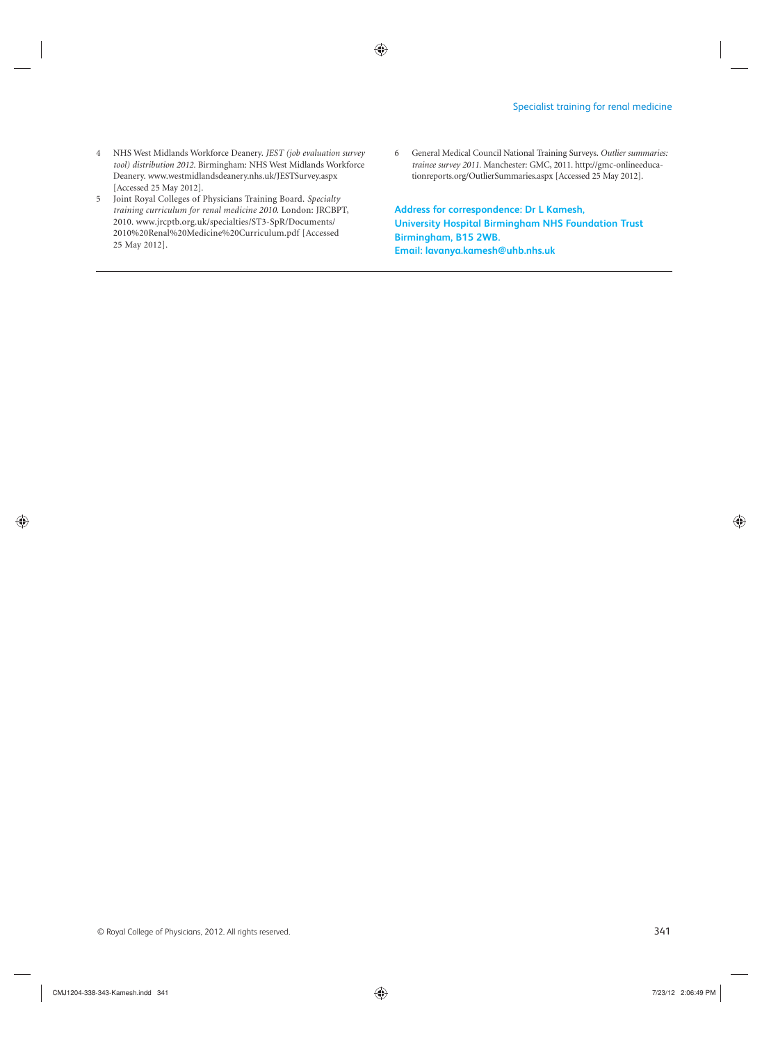4 NHS West Midlands Workforce Deanery. *JEST (job evaluation survey tool) distribution 2012.* Birmingham: NHS West Midlands Workforce Deanery. www.westmidlandsdeanery.nhs.uk/JESTSurvey.aspx [Accessed 25 May 2012].

5 Joint Royal Colleges of Physicians Training Board. *Specialty training curriculum for renal medicine 2010.* London: JRCBPT, 2010. www.jrcptb.org.uk/specialties/ST3-SpR/Documents/2010%20Renal%20Medicine%20Curriculum.pdf [Accessed 25 May 2012].

6 General Medical Council National Training Surveys. *Outlier summaries: trainee survey 2011.* Manchester: GMC, 2011. http://gmc-onlineeducationreports.org/OutlierSummaries.aspx [Accessed 25 May 2012].

**Address for correspondence: Dr L Kamesh, University Hospital Birmingham NHS Foundation Trust Birmingham, B15 2WB.
Email: lavanya.kamesh@uhb.nhs.uk**

© Royal College of Physicians, 2012. All rights reserved.